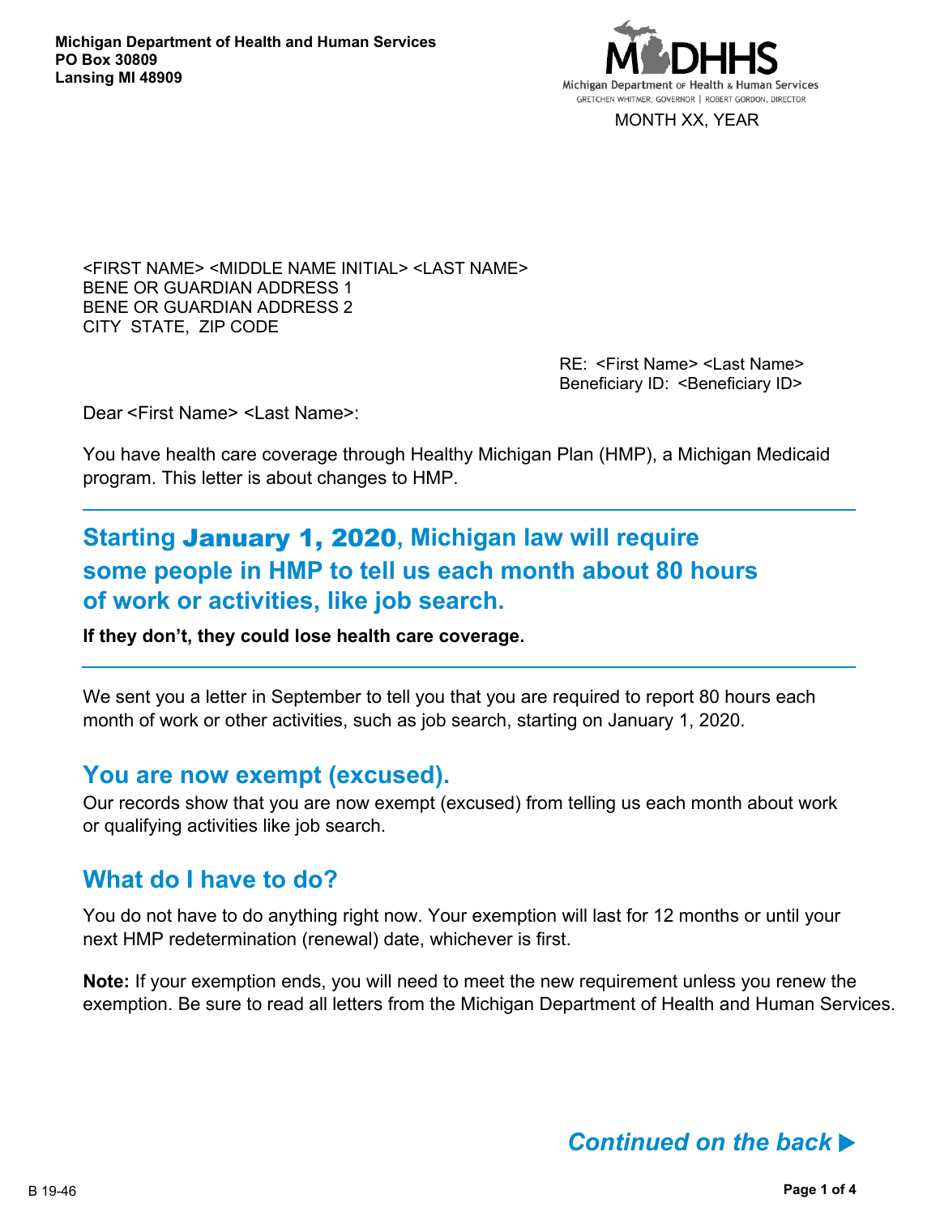**Michigan Department of Health and Human Services**
**PO Box 30809**
**Lansing MI 48909**

MDHHS
Michigan Department of Health & Human Services
GRETCHEN WHITMER, GOVERNOR | ROBERT GORDON, DIRECTOR

MONTH XX, YEAR

<FIRST NAME> <MIDDLE NAME INITIAL> <LAST NAME>
BENE OR GUARDIAN ADDRESS 1
BENE OR GUARDIAN ADDRESS 2
CITY STATE, ZIP CODE

RE: <First Name> <Last Name>
Beneficiary ID: <Beneficiary ID>

Dear <First Name> <Last Name>:

You have health care coverage through Healthy Michigan Plan (HMP), a Michigan Medicaid program. This letter is about changes to HMP.

---

## Starting January 1, 2020, Michigan law will require some people in HMP to tell us each month about 80 hours of work or activities, like job search.

**If they don't, they could lose health care coverage.**

---

We sent you a letter in September to tell you that you are required to report 80 hours each month of work or other activities, such as job search, starting on January 1, 2020.

## You are now exempt (excused).

Our records show that you are now exempt (excused) from telling us each month about work or qualifying activities like job search.

## What do I have to do?

You do not have to do anything right now. Your exemption will last for 12 months or until your next HMP redetermination (renewal) date, whichever is first.

**Note:** If your exemption ends, you will need to meet the new requirement unless you renew the exemption. Be sure to read all letters from the Michigan Department of Health and Human Services.

***Continued on the back ▶***

B 19-46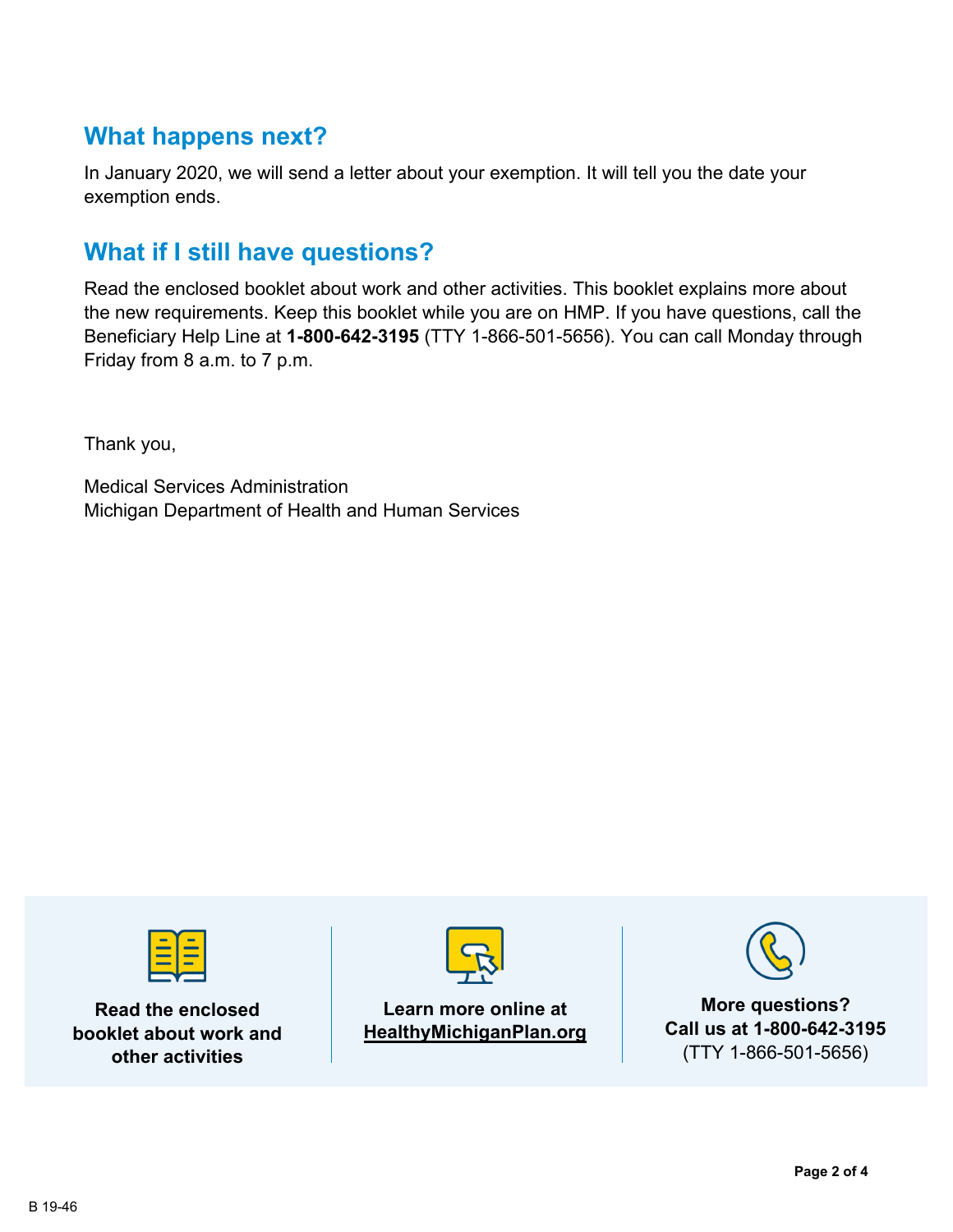## What happens next?

In January 2020, we will send a letter about your exemption. It will tell you the date your exemption ends.

## What if I still have questions?

Read the enclosed booklet about work and other activities. This booklet explains more about the new requirements. Keep this booklet while you are on HMP. If you have questions, call the Beneficiary Help Line at **1-800-642-3195** (TTY 1-866-501-5656). You can call Monday through Friday from 8 a.m. to 7 p.m.

Thank you,

Medical Services Administration
Michigan Department of Health and Human Services

**Read the enclosed booklet about work and other activities**

**Learn more online at HealthyMichiganPlan.org**

**More questions? Call us at 1-800-642-3195** (TTY 1-866-501-5656)

B 19-46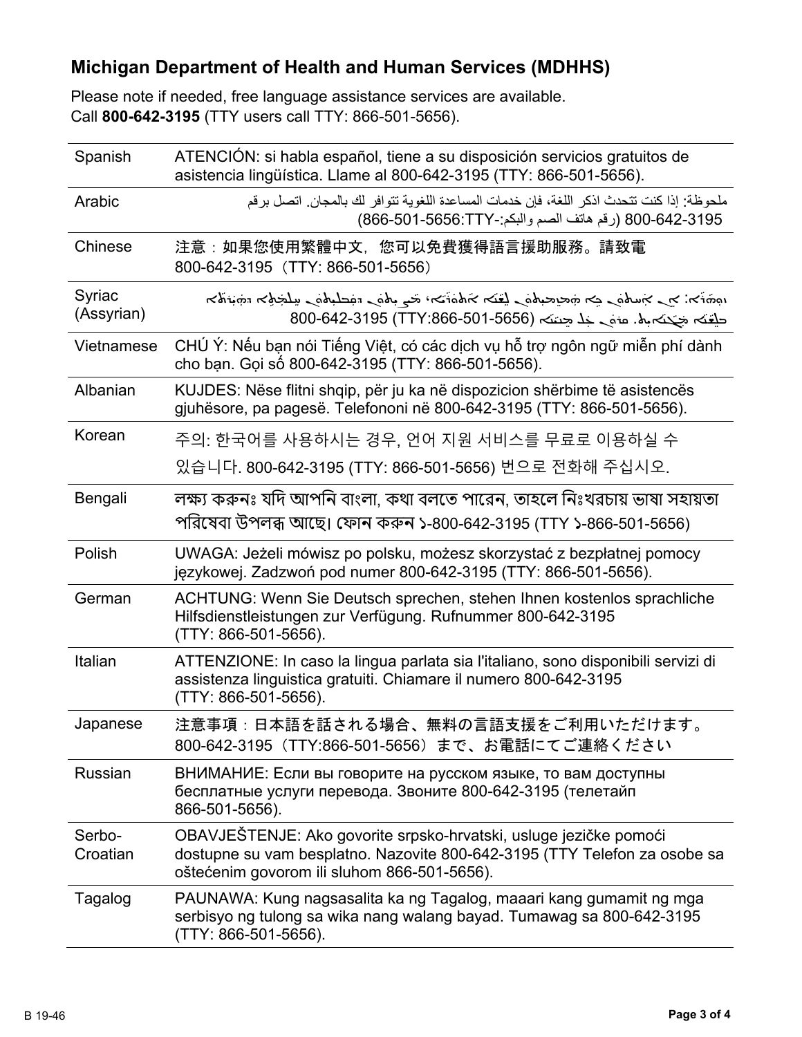## Michigan Department of Health and Human Services (MDHHS)

Please note if needed, free language assistance services are available.
Call **800-642-3195** (TTY users call TTY: 866-501-5656).

| | |
|---|---|
| Spanish | ATENCIÓN: si habla español, tiene a su disposición servicios gratuitos de asistencia lingüística. Llame al 800-642-3195 (TTY: 866-501-5656). |
| Arabic | ملحوظة: إذا كنت تتحدث اذكر اللغة، فإن خدمات المساعدة اللغوية تتوافر لك بالمجان. اتصل برقم 800-642-3195 (رقم هاتف الصم والبكم:-TTY:866-501-5656) |
| Chinese | 注意：如果您使用繁體中文，您可以免費獲得語言援助服務。請致電 800-642-3195（TTY: 866-501-5656） |
| Syriac (Assyrian) | ܙܘܗܪܐ: ܐܢ ܐܢܬ ܡܨܐ ܡܡܠܠܬ ܠܫܢܐ ܐܬܘܪܝܐ، ܟܐ ܡܨܝܬ ܕܡܣܬܥܝܢܬ ܒܚܠܦܬ ܡܠܦܢܘܬܐ ܕܠܫܢܐ ܡܓܢܢܐܝܬ. ܩܪܝ ܥܠ ܡܢܝܢܐ 800-642-3195 (TTY:866-501-5656) |
| Vietnamese | CHÚ Ý: Nếu bạn nói Tiếng Việt, có các dịch vụ hỗ trợ ngôn ngữ miễn phí dành cho bạn. Gọi số 800-642-3195 (TTY: 866-501-5656). |
| Albanian | KUJDES: Nëse flitni shqip, për ju ka në dispozicion shërbime të asistencës gjuhësore, pa pagesë. Telefononi në 800-642-3195 (TTY: 866-501-5656). |
| Korean | 주의: 한국어를 사용하시는 경우, 언어 지원 서비스를 무료로 이용하실 수 있습니다. 800-642-3195 (TTY: 866-501-5656) 번으로 전화해 주십시오. |
| Bengali | লক্ষ্য করুনঃ যদি আপনি বাংলা, কথা বলতে পারেন, তাহলে নিঃখরচায় ভাষা সহায়তা পরিষেবা উপলব্ধ আছে। ফোন করুন ১-800-642-3195 (TTY ১-866-501-5656) |
| Polish | UWAGA: Jeżeli mówisz po polsku, możesz skorzystać z bezpłatnej pomocy językowej. Zadzwoń pod numer 800-642-3195 (TTY: 866-501-5656). |
| German | ACHTUNG: Wenn Sie Deutsch sprechen, stehen Ihnen kostenlos sprachliche Hilfsdienstleistungen zur Verfügung. Rufnummer 800-642-3195 (TTY: 866-501-5656). |
| Italian | ATTENZIONE: In caso la lingua parlata sia l'italiano, sono disponibili servizi di assistenza linguistica gratuiti. Chiamare il numero 800-642-3195 (TTY: 866-501-5656). |
| Japanese | 注意事項：日本語を話される場合、無料の言語支援をご利用いただけます。800-642-3195（TTY:866-501-5656）まで、お電話にてご連絡ください |
| Russian | ВНИМАНИЕ: Если вы говорите на русском языке, то вам доступны бесплатные услуги перевода. Звоните 800-642-3195 (телетайп 866-501-5656). |
| Serbo-Croatian | OBAVJEŠTENJE: Ako govorite srpsko-hrvatski, usluge jezičke pomoći dostupne su vam besplatno. Nazovite 800-642-3195 (TTY Telefon za osobe sa oštećenim govorom ili sluhom 866-501-5656). |
| Tagalog | PAUNAWA: Kung nagsasalita ka ng Tagalog, maaari kang gumamit ng mga serbisyo ng tulong sa wika nang walang bayad. Tumawag sa 800-642-3195 (TTY: 866-501-5656). |

B 19-46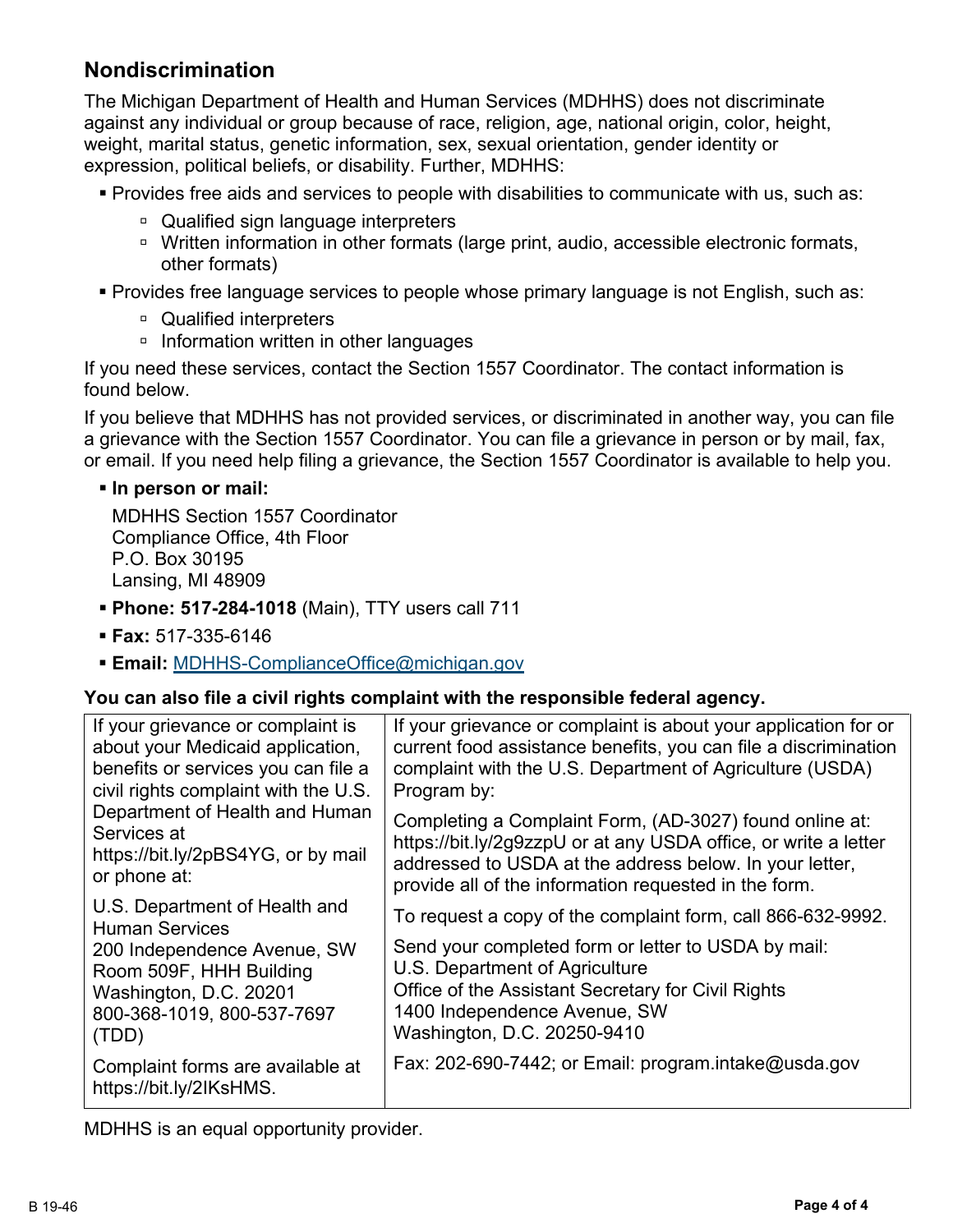## Nondiscrimination

The Michigan Department of Health and Human Services (MDHHS) does not discriminate against any individual or group because of race, religion, age, national origin, color, height, weight, marital status, genetic information, sex, sexual orientation, gender identity or expression, political beliefs, or disability. Further, MDHHS:

- Provides free aids and services to people with disabilities to communicate with us, such as:
  - Qualified sign language interpreters
  - Written information in other formats (large print, audio, accessible electronic formats, other formats)
- Provides free language services to people whose primary language is not English, such as:
  - Qualified interpreters
  - Information written in other languages

If you need these services, contact the Section 1557 Coordinator. The contact information is found below.

If you believe that MDHHS has not provided services, or discriminated in another way, you can file a grievance with the Section 1557 Coordinator. You can file a grievance in person or by mail, fax, or email. If you need help filing a grievance, the Section 1557 Coordinator is available to help you.

- **In person or mail:**

  MDHHS Section 1557 Coordinator
  Compliance Office, 4th Floor
  P.O. Box 30195
  Lansing, MI 48909
- **Phone: 517-284-1018** (Main), TTY users call 711
- **Fax:** 517-335-6146
- **Email:** MDHHS-ComplianceOffice@michigan.gov

**You can also file a civil rights complaint with the responsible federal agency.**

| | |
|---|---|
| If your grievance or complaint is about your Medicaid application, benefits or services you can file a civil rights complaint with the U.S. Department of Health and Human Services at https://bit.ly/2pBS4YG, or by mail or phone at:<br><br>U.S. Department of Health and Human Services<br>200 Independence Avenue, SW<br>Room 509F, HHH Building<br>Washington, D.C. 20201<br>800-368-1019, 800-537-7697 (TDD)<br><br>Complaint forms are available at https://bit.ly/2IKsHMS. | If your grievance or complaint is about your application for or current food assistance benefits, you can file a discrimination complaint with the U.S. Department of Agriculture (USDA) Program by:<br><br>Completing a Complaint Form, (AD-3027) found online at: https://bit.ly/2g9zzpU or at any USDA office, or write a letter addressed to USDA at the address below. In your letter, provide all of the information requested in the form.<br><br>To request a copy of the complaint form, call 866-632-9992.<br><br>Send your completed form or letter to USDA by mail:<br>U.S. Department of Agriculture<br>Office of the Assistant Secretary for Civil Rights<br>1400 Independence Avenue, SW<br>Washington, D.C. 20250-9410<br><br>Fax: 202-690-7442; or Email: program.intake@usda.gov |

MDHHS is an equal opportunity provider.

B 19-46